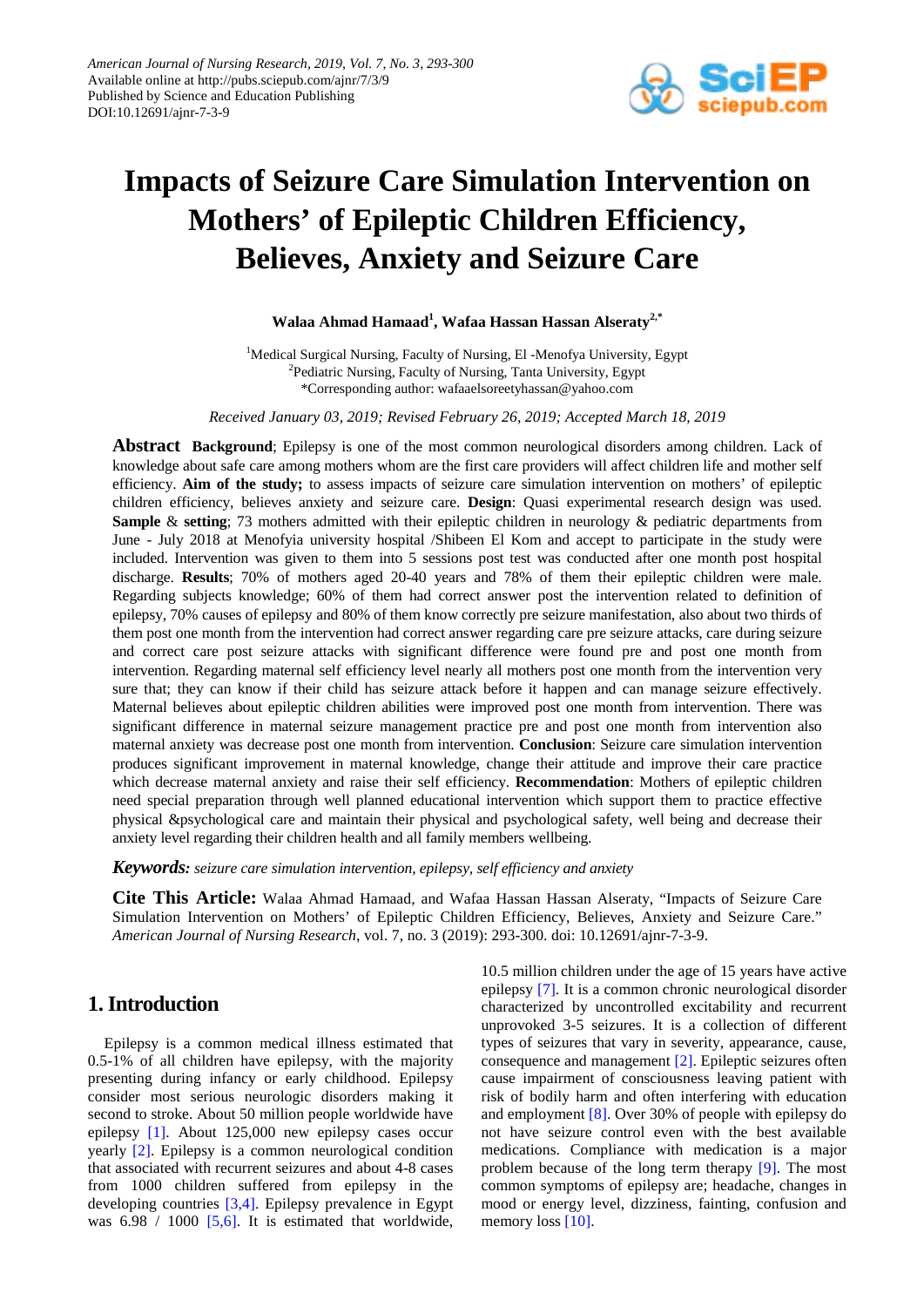# Impacts of Seizure Care Simulation Intervention on Mothers' of Epileptic Children Efficiency, Believes, Anxiety and Seizure Care

**Walaa Ahmad Hamaad[1], Wafaa Hassan Hassan Alseraty[2,*]**

[1]Medical Surgical Nursing, Faculty of Nursing, El -Menofya University, Egypt
[2]Pediatric Nursing, Faculty of Nursing, Tanta University, Egypt
*Corresponding author: wafaaelsoreetyhassan@yahoo.com

*Received January 03, 2019; Revised February 26, 2019; Accepted March 18, 2019*

**Abstract** **Background**; Epilepsy is one of the most common neurological disorders among children. Lack of knowledge about safe care among mothers whom are the first care providers will affect children life and mother self efficiency. **Aim of the study;** to assess impacts of seizure care simulation intervention on mothers' of epileptic children efficiency, believes anxiety and seizure care. **Design**: Quasi experimental research design was used. **Sample** & **setting**; 73 mothers admitted with their epileptic children in neurology & pediatric departments from June - July 2018 at Menofyia university hospital /Shibeen El Kom and accept to participate in the study were included. Intervention was given to them into 5 sessions post test was conducted after one month post hospital discharge. **Results**; 70% of mothers aged 20-40 years and 78% of them their epileptic children were male. Regarding subjects knowledge; 60% of them had correct answer post the intervention related to definition of epilepsy, 70% causes of epilepsy and 80% of them know correctly pre seizure manifestation, also about two thirds of them post one month from the intervention had correct answer regarding care pre seizure attacks, care during seizure and correct care post seizure attacks with significant difference were found pre and post one month from intervention. Regarding maternal self efficiency level nearly all mothers post one month from the intervention very sure that; they can know if their child has seizure attack before it happen and can manage seizure effectively. Maternal believes about epileptic children abilities were improved post one month from intervention. There was significant difference in maternal seizure management practice pre and post one month from intervention also maternal anxiety was decrease post one month from intervention. **Conclusion**: Seizure care simulation intervention produces significant improvement in maternal knowledge, change their attitude and improve their care practice which decrease maternal anxiety and raise their self efficiency. **Recommendation**: Mothers of epileptic children need special preparation through well planned educational intervention which support them to practice effective physical &psychological care and maintain their physical and psychological safety, well being and decrease their anxiety level regarding their children health and all family members wellbeing.

***Keywords:*** *seizure care simulation intervention, epilepsy, self efficiency and anxiety*

**Cite This Article:** Walaa Ahmad Hamaad, and Wafaa Hassan Hassan Alseraty, "Impacts of Seizure Care Simulation Intervention on Mothers' of Epileptic Children Efficiency, Believes, Anxiety and Seizure Care." *American Journal of Nursing Research*, vol. 7, no. 3 (2019): 293-300. doi: 10.12691/ajnr-7-3-9.

## 1. Introduction

Epilepsy is a common medical illness estimated that 0.5-1% of all children have epilepsy, with the majority presenting during infancy or early childhood. Epilepsy consider most serious neurologic disorders making it second to stroke. About 50 million people worldwide have epilepsy [1]. About 125,000 new epilepsy cases occur yearly [2]. Epilepsy is a common neurological condition that associated with recurrent seizures and about 4-8 cases from 1000 children suffered from epilepsy in the developing countries [3,4]. Epilepsy prevalence in Egypt was 6.98 / 1000 [5,6]. It is estimated that worldwide, 10.5 million children under the age of 15 years have active epilepsy [7]. It is a common chronic neurological disorder characterized by uncontrolled excitability and recurrent unprovoked 3-5 seizures. It is a collection of different types of seizures that vary in severity, appearance, cause, consequence and management [2]. Epileptic seizures often cause impairment of consciousness leaving patient with risk of bodily harm and often interfering with education and employment [8]. Over 30% of people with epilepsy do not have seizure control even with the best available medications. Compliance with medication is a major problem because of the long term therapy [9]. The most common symptoms of epilepsy are; headache, changes in mood or energy level, dizziness, fainting, confusion and memory loss [10].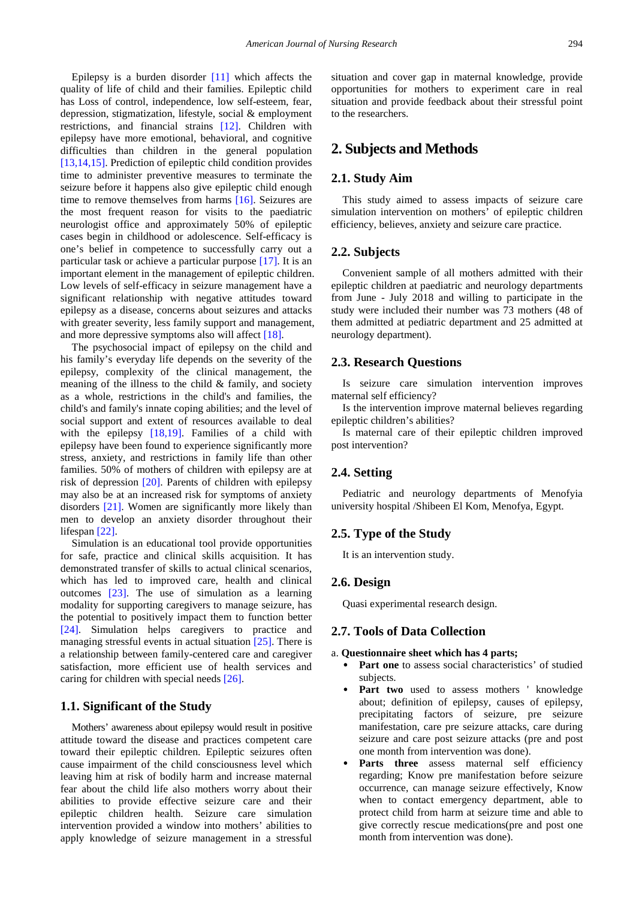Epilepsy is a burden disorder [11] which affects the quality of life of child and their families. Epileptic child has Loss of control, independence, low self-esteem, fear, depression, stigmatization, lifestyle, social & employment restrictions, and financial strains [12]. Children with epilepsy have more emotional, behavioral, and cognitive difficulties than children in the general population [13,14,15]. Prediction of epileptic child condition provides time to administer preventive measures to terminate the seizure before it happens also give epileptic child enough time to remove themselves from harms [16]. Seizures are the most frequent reason for visits to the paediatric neurologist office and approximately 50% of epileptic cases begin in childhood or adolescence. Self-efficacy is one's belief in competence to successfully carry out a particular task or achieve a particular purpose [17]. It is an important element in the management of epileptic children. Low levels of self-efficacy in seizure management have a significant relationship with negative attitudes toward epilepsy as a disease, concerns about seizures and attacks with greater severity, less family support and management, and more depressive symptoms also will affect [18].

The psychosocial impact of epilepsy on the child and his family's everyday life depends on the severity of the epilepsy, complexity of the clinical management, the meaning of the illness to the child & family, and society as a whole, restrictions in the child's and families, the child's and family's innate coping abilities; and the level of social support and extent of resources available to deal with the epilepsy [18,19]. Families of a child with epilepsy have been found to experience significantly more stress, anxiety, and restrictions in family life than other families. 50% of mothers of children with epilepsy are at risk of depression [20]. Parents of children with epilepsy may also be at an increased risk for symptoms of anxiety disorders [21]. Women are significantly more likely than men to develop an anxiety disorder throughout their lifespan [22].

Simulation is an educational tool provide opportunities for safe, practice and clinical skills acquisition. It has demonstrated transfer of skills to actual clinical scenarios, which has led to improved care, health and clinical outcomes [23]. The use of simulation as a learning modality for supporting caregivers to manage seizure, has the potential to positively impact them to function better [24]. Simulation helps caregivers to practice and managing stressful events in actual situation [25]. There is a relationship between family-centered care and caregiver satisfaction, more efficient use of health services and caring for children with special needs [26].

### 1.1. Significant of the Study

Mothers' awareness about epilepsy would result in positive attitude toward the disease and practices competent care toward their epileptic children. Epileptic seizures often cause impairment of the child consciousness level which leaving him at risk of bodily harm and increase maternal fear about the child life also mothers worry about their abilities to provide effective seizure care and their epileptic children health. Seizure care simulation intervention provided a window into mothers' abilities to apply knowledge of seizure management in a stressful situation and cover gap in maternal knowledge, provide opportunities for mothers to experiment care in real situation and provide feedback about their stressful point to the researchers.

## 2. Subjects and Methods

### 2.1. Study Aim

This study aimed to assess impacts of seizure care simulation intervention on mothers' of epileptic children efficiency, believes, anxiety and seizure care practice.

### 2.2. Subjects

Convenient sample of all mothers admitted with their epileptic children at paediatric and neurology departments from June - July 2018 and willing to participate in the study were included their number was 73 mothers (48 of them admitted at pediatric department and 25 admitted at neurology department).

### 2.3. Research Questions

Is seizure care simulation intervention improves maternal self efficiency?

Is the intervention improve maternal believes regarding epileptic children's abilities?

Is maternal care of their epileptic children improved post intervention?

### 2.4. Setting

Pediatric and neurology departments of Menofyia university hospital /Shibeen El Kom, Menofya, Egypt.

### 2.5. Type of the Study

It is an intervention study.

### 2.6. Design

Quasi experimental research design.

### 2.7. Tools of Data Collection

a. **Questionnaire sheet which has 4 parts;**

- **Part one** to assess social characteristics' of studied subjects.
- **Part two** used to assess mothers ' knowledge about; definition of epilepsy, causes of epilepsy, precipitating factors of seizure, pre seizure manifestation, care pre seizure attacks, care during seizure and care post seizure attacks (pre and post one month from intervention was done).
- **Parts three** assess maternal self efficiency regarding; Know pre manifestation before seizure occurrence, can manage seizure effectively, Know when to contact emergency department, able to protect child from harm at seizure time and able to give correctly rescue medications(pre and post one month from intervention was done).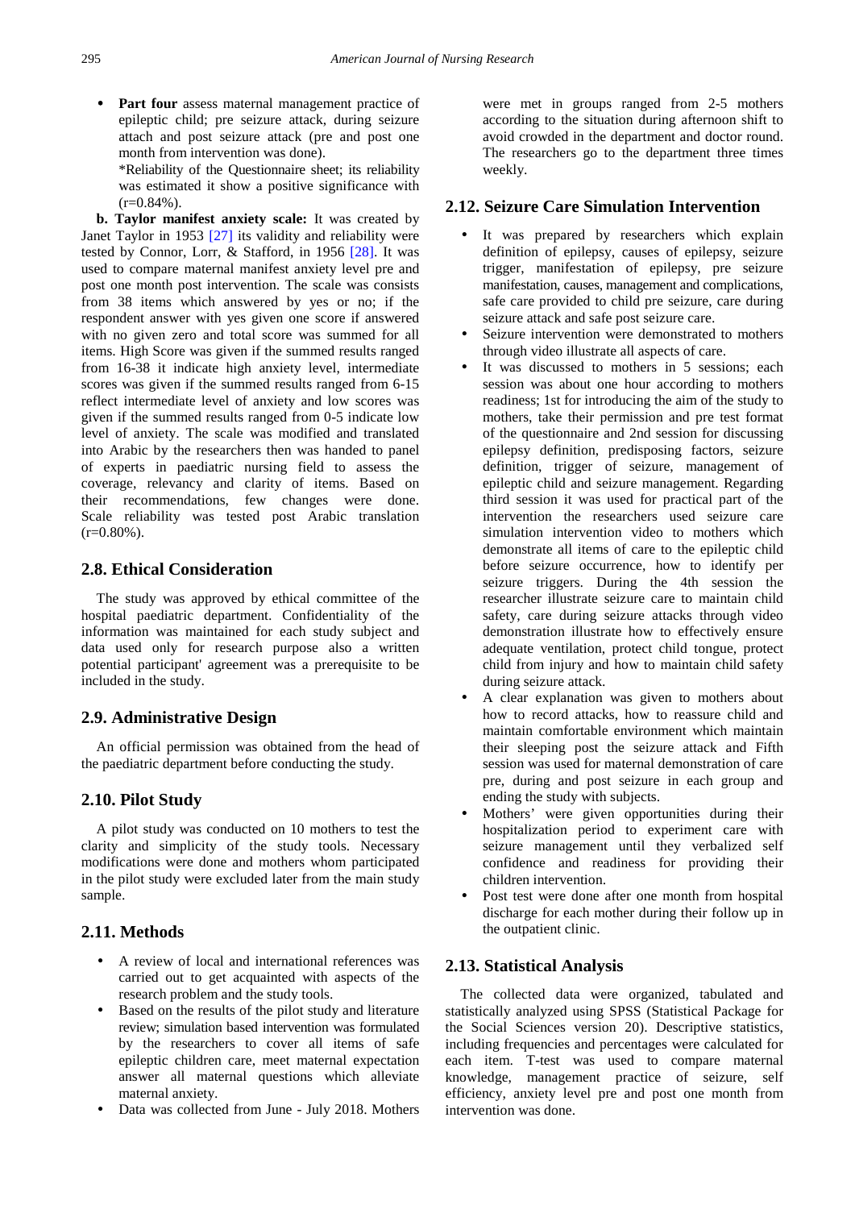- **Part four** assess maternal management practice of epileptic child; pre seizure attack, during seizure attach and post seizure attack (pre and post one month from intervention was done).
  *Reliability of the Questionnaire sheet; its reliability was estimated it show a positive significance with (r=0.84%).

**b. Taylor manifest anxiety scale:** It was created by Janet Taylor in 1953 [27] its validity and reliability were tested by Connor, Lorr, & Stafford, in 1956 [28]. It was used to compare maternal manifest anxiety level pre and post one month post intervention. The scale was consists from 38 items which answered by yes or no; if the respondent answer with yes given one score if answered with no given zero and total score was summed for all items. High Score was given if the summed results ranged from 16-38 it indicate high anxiety level, intermediate scores was given if the summed results ranged from 6-15 reflect intermediate level of anxiety and low scores was given if the summed results ranged from 0-5 indicate low level of anxiety. The scale was modified and translated into Arabic by the researchers then was handed to panel of experts in paediatric nursing field to assess the coverage, relevancy and clarity of items. Based on their recommendations, few changes were done. Scale reliability was tested post Arabic translation (r=0.80%).

## 2.8. Ethical Consideration

The study was approved by ethical committee of the hospital paediatric department. Confidentiality of the information was maintained for each study subject and data used only for research purpose also a written potential participant' agreement was a prerequisite to be included in the study.

## 2.9. Administrative Design

An official permission was obtained from the head of the paediatric department before conducting the study.

## 2.10. Pilot Study

A pilot study was conducted on 10 mothers to test the clarity and simplicity of the study tools. Necessary modifications were done and mothers whom participated in the pilot study were excluded later from the main study sample.

## 2.11. Methods

- A review of local and international references was carried out to get acquainted with aspects of the research problem and the study tools.
- Based on the results of the pilot study and literature review; simulation based intervention was formulated by the researchers to cover all items of safe epileptic children care, meet maternal expectation answer all maternal questions which alleviate maternal anxiety.
- Data was collected from June - July 2018. Mothers were met in groups ranged from 2-5 mothers according to the situation during afternoon shift to avoid crowded in the department and doctor round. The researchers go to the department three times weekly.

## 2.12. Seizure Care Simulation Intervention

- It was prepared by researchers which explain definition of epilepsy, causes of epilepsy, seizure trigger, manifestation of epilepsy, pre seizure manifestation, causes, management and complications, safe care provided to child pre seizure, care during seizure attack and safe post seizure care.
- Seizure intervention were demonstrated to mothers through video illustrate all aspects of care.
- It was discussed to mothers in 5 sessions; each session was about one hour according to mothers readiness; 1st for introducing the aim of the study to mothers, take their permission and pre test format of the questionnaire and 2nd session for discussing epilepsy definition, predisposing factors, seizure definition, trigger of seizure, management of epileptic child and seizure management. Regarding third session it was used for practical part of the intervention the researchers used seizure care simulation intervention video to mothers which demonstrate all items of care to the epileptic child before seizure occurrence, how to identify per seizure triggers. During the 4th session the researcher illustrate seizure care to maintain child safety, care during seizure attacks through video demonstration illustrate how to effectively ensure adequate ventilation, protect child tongue, protect child from injury and how to maintain child safety during seizure attack.
- A clear explanation was given to mothers about how to record attacks, how to reassure child and maintain comfortable environment which maintain their sleeping post the seizure attack and Fifth session was used for maternal demonstration of care pre, during and post seizure in each group and ending the study with subjects.
- Mothers' were given opportunities during their hospitalization period to experiment care with seizure management until they verbalized self confidence and readiness for providing their children intervention.
- Post test were done after one month from hospital discharge for each mother during their follow up in the outpatient clinic.

## 2.13. Statistical Analysis

The collected data were organized, tabulated and statistically analyzed using SPSS (Statistical Package for the Social Sciences version 20). Descriptive statistics, including frequencies and percentages were calculated for each item. T-test was used to compare maternal knowledge, management practice of seizure, self efficiency, anxiety level pre and post one month from intervention was done.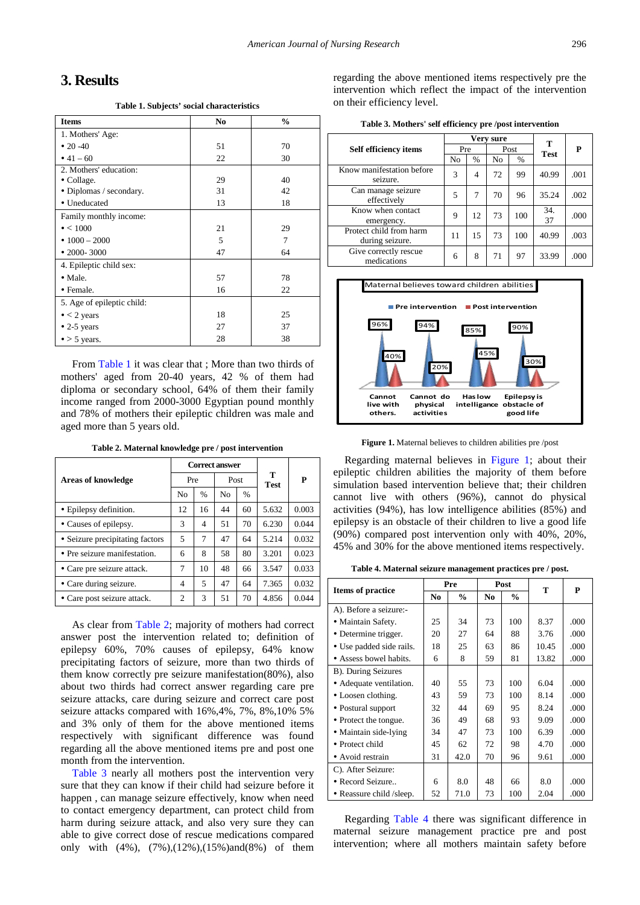## 3. Results

**Table 1. Subjects' social characteristics**

| Items | No | % |
|---|---|---|
| 1. Mothers' Age: | | |
| • 20 -40 | 51 | 70 |
| • 41 – 60 | 22 | 30 |
| 2. Mothers' education: | | |
| • Collage. | 29 | 40 |
| • Diplomas / secondary. | 31 | 42 |
| • Uneducated | 13 | 18 |
| Family monthly income: | | |
| • < 1000 | 21 | 29 |
| • 1000 – 2000 | 5 | 7 |
| • 2000- 3000 | 47 | 64 |
| 4. Epileptic child sex: | | |
| • Male. | 57 | 78 |
| • Female. | 16 | 22 |
| 5. Age of epileptic child: | | |
| • < 2 years | 18 | 25 |
| • 2-5 years | 27 | 37 |
| • > 5 years. | 28 | 38 |

From Table 1 it was clear that ; More than two thirds of mothers' aged from 20-40 years, 42 % of them had diploma or secondary school, 64% of them their family income ranged from 2000-3000 Egyptian pound monthly and 78% of mothers their epileptic children was male and aged more than 5 years old.

**Table 2. Maternal knowledge pre / post intervention**

| Areas of knowledge | Correct answer | | | | T Test | P |
|---|---|---|---|---|---|---|
| | Pre | | Post | | | |
| | No | % | No | % | | |
| • Epilepsy definition. | 12 | 16 | 44 | 60 | 5.632 | 0.003 |
| • Causes of epilepsy. | 3 | 4 | 51 | 70 | 6.230 | 0.044 |
| • Seizure precipitating factors | 5 | 7 | 47 | 64 | 5.214 | 0.032 |
| • Pre seizure manifestation. | 6 | 8 | 58 | 80 | 3.201 | 0.023 |
| • Care pre seizure attack. | 7 | 10 | 48 | 66 | 3.547 | 0.033 |
| • Care during seizure. | 4 | 5 | 47 | 64 | 7.365 | 0.032 |
| • Care post seizure attack. | 2 | 3 | 51 | 70 | 4.856 | 0.044 |

As clear from Table 2; majority of mothers had correct answer post the intervention related to; definition of epilepsy 60%, 70% causes of epilepsy, 64% know precipitating factors of seizure, more than two thirds of them know correctly pre seizure manifestation(80%), also about two thirds had correct answer regarding care pre seizure attacks, care during seizure and correct care post seizure attacks compared with 16%,4%, 7%, 8%,10% 5% and 3% only of them for the above mentioned items respectively with significant difference was found regarding all the above mentioned items pre and post one month from the intervention.

Table 3 nearly all mothers post the intervention very sure that they can know if their child had seizure before it happen , can manage seizure effectively, know when need to contact emergency department, can protect child from harm during seizure attack, and also very sure they can able to give correct dose of rescue medications compared only with (4%), (7%),(12%),(15%)and(8%) of them regarding the above mentioned items respectively pre the intervention which reflect the impact of the intervention on their efficiency level.

**Table 3. Mothers' self efficiency pre /post intervention**

| Self efficiency items | Very sure | | | | T Test | P |
|---|---|---|---|---|---|---|
| | Pre | | Post | | | |
| | No | % | No | % | | |
| Know manifestation before seizure. | 3 | 4 | 72 | 99 | 40.99 | .001 |
| Can manage seizure effectively | 5 | 7 | 70 | 96 | 35.24 | .002 |
| Know when contact emergency. | 9 | 12 | 73 | 100 | 34. 37 | .000 |
| Protect child from harm during seizure. | 11 | 15 | 73 | 100 | 40.99 | .003 |
| Give correctly rescue medications | 6 | 8 | 71 | 97 | 33.99 | .000 |

**Figure 1.** Maternal believes to children abilities pre /post

Regarding maternal believes in Figure 1; about their epileptic children abilities the majority of them before simulation based intervention believe that; their children cannot live with others (96%), cannot do physical activities (94%), has low intelligence abilities (85%) and epilepsy is an obstacle of their children to live a good life (90%) compared post intervention only with 40%, 20%, 45% and 30% for the above mentioned items respectively.

**Table 4. Maternal seizure management practices pre / post.**

| Items of practice | Pre | | Post | | T | P |
|---|---|---|---|---|---|---|
| | No | % | No | % | | |
| A). Before a seizure:- | | | | | | |
| • Maintain Safety. | 25 | 34 | 73 | 100 | 8.37 | .000 |
| • Determine trigger. | 20 | 27 | 64 | 88 | 3.76 | .000 |
| • Use padded side rails. | 18 | 25 | 63 | 86 | 10.45 | .000 |
| • Assess bowel habits. | 6 | 8 | 59 | 81 | 13.82 | .000 |
| B). During Seizures | | | | | | |
| • Adequate ventilation. | 40 | 55 | 73 | 100 | 6.04 | .000 |
| • Loosen clothing. | 43 | 59 | 73 | 100 | 8.14 | .000 |
| • Postural support | 32 | 44 | 69 | 95 | 8.24 | .000 |
| • Protect the tongue. | 36 | 49 | 68 | 93 | 9.09 | .000 |
| • Maintain side-lying | 34 | 47 | 73 | 100 | 6.39 | .000 |
| • Protect child | 45 | 62 | 72 | 98 | 4.70 | .000 |
| • Avoid restrain | 31 | 42.0 | 70 | 96 | 9.61 | .000 |
| C). After Seizure: | | | | | | |
| • Record Seizure.. | 6 | 8.0 | 48 | 66 | 8.0 | .000 |
| • Reassure child /sleep. | 52 | 71.0 | 73 | 100 | 2.04 | .000 |

Regarding Table 4 there was significant difference in maternal seizure management practice pre and post intervention; where all mothers maintain safety before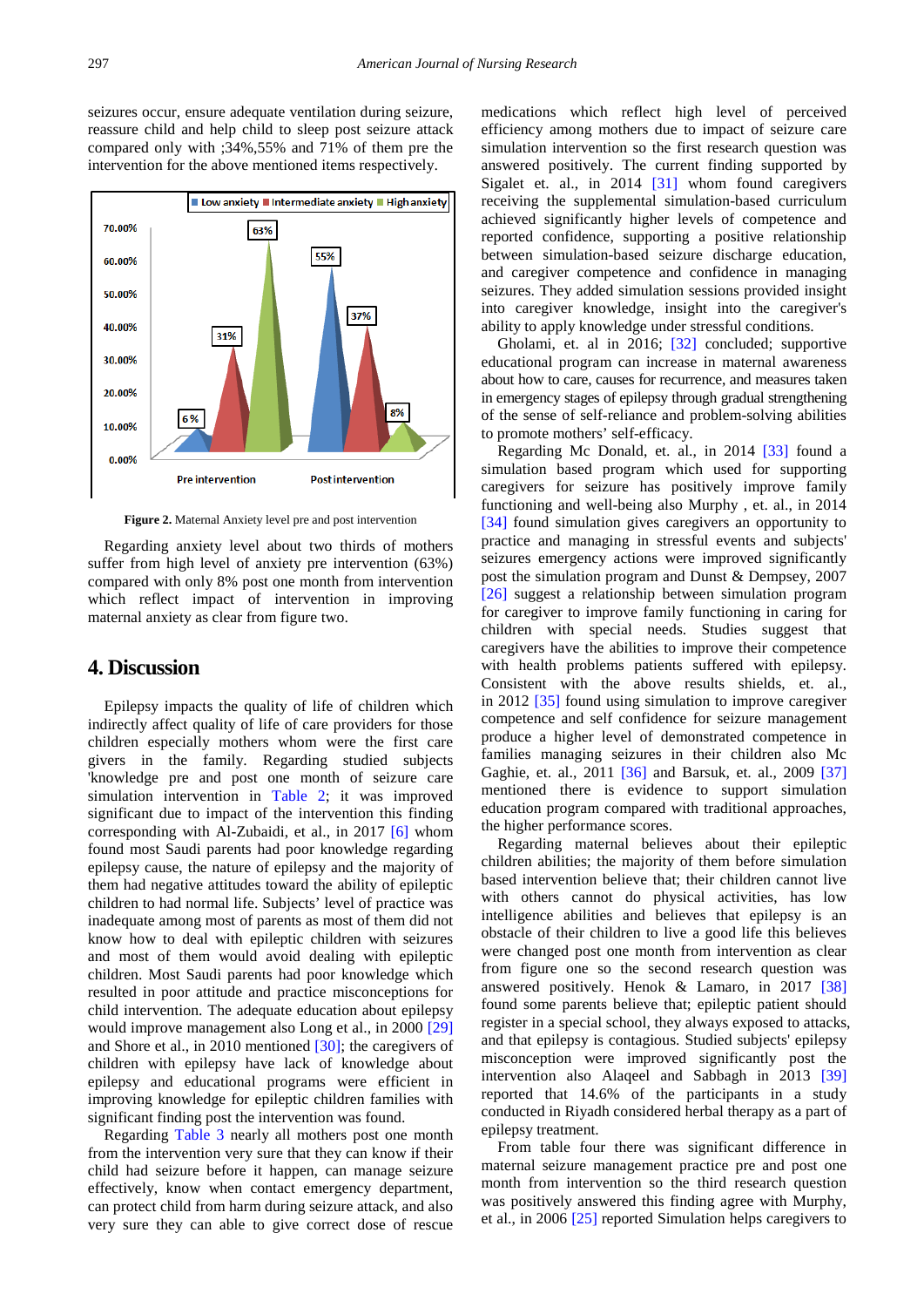seizures occur, ensure adequate ventilation during seizure, reassure child and help child to sleep post seizure attack compared only with ;34%,55% and 71% of them pre the intervention for the above mentioned items respectively.

**Figure 2.** Maternal Anxiety level pre and post intervention

Regarding anxiety level about two thirds of mothers suffer from high level of anxiety pre intervention (63%) compared with only 8% post one month from intervention which reflect impact of intervention in improving maternal anxiety as clear from figure two.

## 4. Discussion

Epilepsy impacts the quality of life of children which indirectly affect quality of life of care providers for those children especially mothers whom were the first care givers in the family. Regarding studied subjects 'knowledge pre and post one month of seizure care simulation intervention in Table 2; it was improved significant due to impact of the intervention this finding corresponding with Al-Zubaidi, et al., in 2017 [6] whom found most Saudi parents had poor knowledge regarding epilepsy cause, the nature of epilepsy and the majority of them had negative attitudes toward the ability of epileptic children to had normal life. Subjects' level of practice was inadequate among most of parents as most of them did not know how to deal with epileptic children with seizures and most of them would avoid dealing with epileptic children. Most Saudi parents had poor knowledge which resulted in poor attitude and practice misconceptions for child intervention. The adequate education about epilepsy would improve management also Long et al., in 2000 [29] and Shore et al., in 2010 mentioned [30]; the caregivers of children with epilepsy have lack of knowledge about epilepsy and educational programs were efficient in improving knowledge for epileptic children families with significant finding post the intervention was found.

Regarding Table 3 nearly all mothers post one month from the intervention very sure that they can know if their child had seizure before it happen, can manage seizure effectively, know when contact emergency department, can protect child from harm during seizure attack, and also very sure they can able to give correct dose of rescue medications which reflect high level of perceived efficiency among mothers due to impact of seizure care simulation intervention so the first research question was answered positively. The current finding supported by Sigalet et. al., in 2014 [31] whom found caregivers receiving the supplemental simulation-based curriculum achieved significantly higher levels of competence and reported confidence, supporting a positive relationship between simulation-based seizure discharge education, and caregiver competence and confidence in managing seizures. They added simulation sessions provided insight into caregiver knowledge, insight into the caregiver's ability to apply knowledge under stressful conditions.

Gholami, et. al in 2016; [32] concluded; supportive educational program can increase in maternal awareness about how to care, causes for recurrence, and measures taken in emergency stages of epilepsy through gradual strengthening of the sense of self-reliance and problem-solving abilities to promote mothers' self-efficacy.

Regarding Mc Donald, et. al., in 2014 [33] found a simulation based program which used for supporting caregivers for seizure has positively improve family functioning and well-being also Murphy , et. al., in 2014 [34] found simulation gives caregivers an opportunity to practice and managing in stressful events and subjects' seizures emergency actions were improved significantly post the simulation program and Dunst & Dempsey, 2007 [26] suggest a relationship between simulation program for caregiver to improve family functioning in caring for children with special needs. Studies suggest that caregivers have the abilities to improve their competence with health problems patients suffered with epilepsy. Consistent with the above results shields, et. al., in 2012 [35] found using simulation to improve caregiver competence and self confidence for seizure management produce a higher level of demonstrated competence in families managing seizures in their children also Mc Gaghie, et. al., 2011 [36] and Barsuk, et. al., 2009 [37] mentioned there is evidence to support simulation education program compared with traditional approaches, the higher performance scores.

Regarding maternal believes about their epileptic children abilities; the majority of them before simulation based intervention believe that; their children cannot live with others cannot do physical activities, has low intelligence abilities and believes that epilepsy is an obstacle of their children to live a good life this believes were changed post one month from intervention as clear from figure one so the second research question was answered positively. Henok & Lamaro, in 2017 [38] found some parents believe that; epileptic patient should register in a special school, they always exposed to attacks, and that epilepsy is contagious. Studied subjects' epilepsy misconception were improved significantly post the intervention also Alaqeel and Sabbagh in 2013 [39] reported that 14.6% of the participants in a study conducted in Riyadh considered herbal therapy as a part of epilepsy treatment.

From table four there was significant difference in maternal seizure management practice pre and post one month from intervention so the third research question was positively answered this finding agree with Murphy, et al., in 2006 [25] reported Simulation helps caregivers to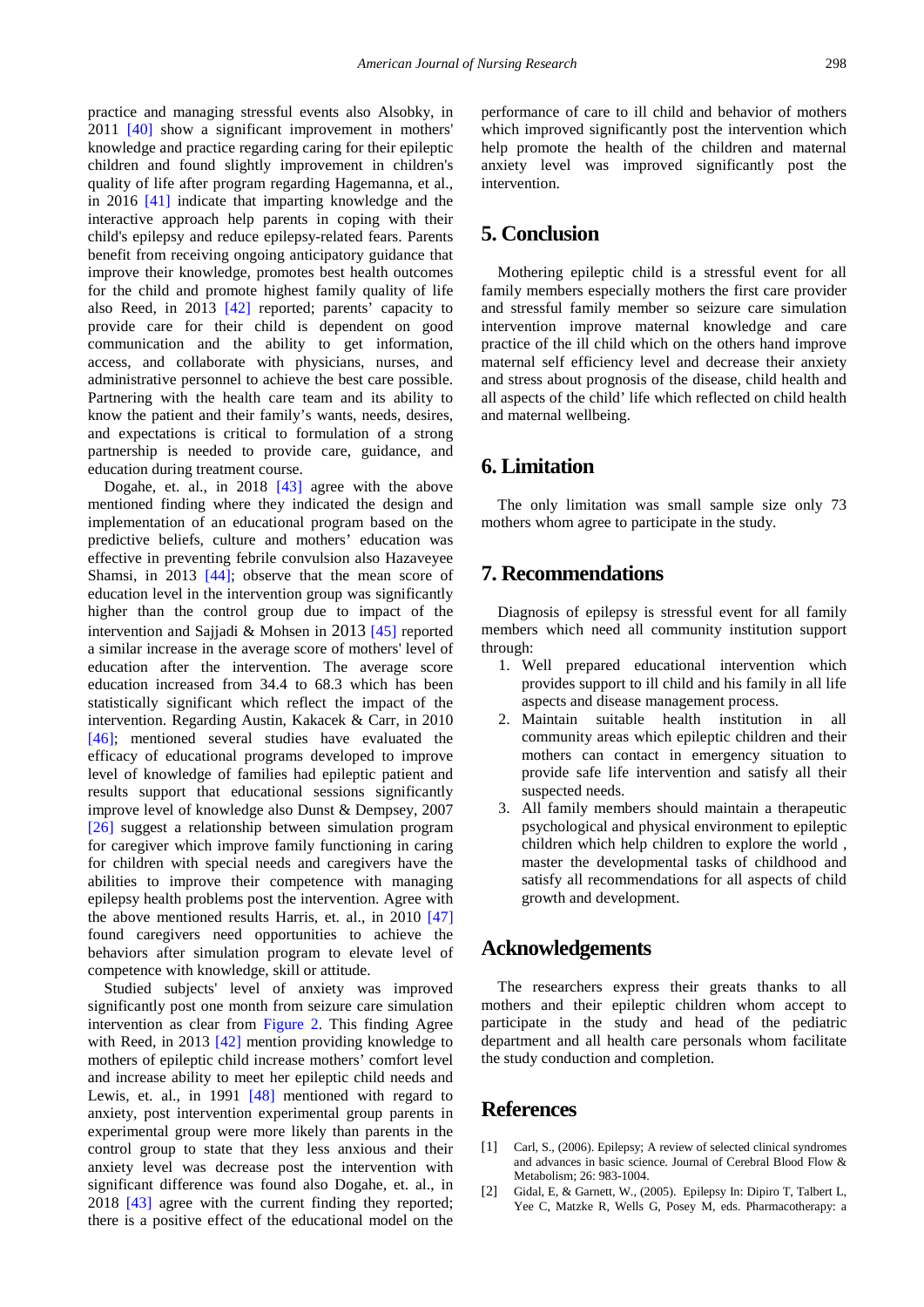practice and managing stressful events also Alsobky, in 2011 [40] show a significant improvement in mothers' knowledge and practice regarding caring for their epileptic children and found slightly improvement in children's quality of life after program regarding Hagemanna, et al., in 2016 [41] indicate that imparting knowledge and the interactive approach help parents in coping with their child's epilepsy and reduce epilepsy-related fears. Parents benefit from receiving ongoing anticipatory guidance that improve their knowledge, promotes best health outcomes for the child and promote highest family quality of life also Reed, in 2013 [42] reported; parents' capacity to provide care for their child is dependent on good communication and the ability to get information, access, and collaborate with physicians, nurses, and administrative personnel to achieve the best care possible. Partnering with the health care team and its ability to know the patient and their family's wants, needs, desires, and expectations is critical to formulation of a strong partnership is needed to provide care, guidance, and education during treatment course.

Dogahe, et. al., in 2018 [43] agree with the above mentioned finding where they indicated the design and implementation of an educational program based on the predictive beliefs, culture and mothers' education was effective in preventing febrile convulsion also Hazaveyee Shamsi, in 2013 [44]; observe that the mean score of education level in the intervention group was significantly higher than the control group due to impact of the intervention and Sajjadi & Mohsen in 2013 [45] reported a similar increase in the average score of mothers' level of education after the intervention. The average score education increased from 34.4 to 68.3 which has been statistically significant which reflect the impact of the intervention. Regarding Austin, Kakacek & Carr, in 2010 [46]; mentioned several studies have evaluated the efficacy of educational programs developed to improve level of knowledge of families had epileptic patient and results support that educational sessions significantly improve level of knowledge also Dunst & Dempsey, 2007 [26] suggest a relationship between simulation program for caregiver which improve family functioning in caring for children with special needs and caregivers have the abilities to improve their competence with managing epilepsy health problems post the intervention. Agree with the above mentioned results Harris, et. al., in 2010 [47] found caregivers need opportunities to achieve the behaviors after simulation program to elevate level of competence with knowledge, skill or attitude.

Studied subjects' level of anxiety was improved significantly post one month from seizure care simulation intervention as clear from Figure 2. This finding Agree with Reed, in 2013 [42] mention providing knowledge to mothers of epileptic child increase mothers' comfort level and increase ability to meet her epileptic child needs and Lewis, et. al., in 1991 [48] mentioned with regard to anxiety, post intervention experimental group parents in experimental group were more likely than parents in the control group to state that they less anxious and their anxiety level was decrease post the intervention with significant difference was found also Dogahe, et. al., in 2018 [43] agree with the current finding they reported; there is a positive effect of the educational model on the performance of care to ill child and behavior of mothers which improved significantly post the intervention which help promote the health of the children and maternal anxiety level was improved significantly post the intervention.

## 5. Conclusion

Mothering epileptic child is a stressful event for all family members especially mothers the first care provider and stressful family member so seizure care simulation intervention improve maternal knowledge and care practice of the ill child which on the others hand improve maternal self efficiency level and decrease their anxiety and stress about prognosis of the disease, child health and all aspects of the child' life which reflected on child health and maternal wellbeing.

## 6. Limitation

The only limitation was small sample size only 73 mothers whom agree to participate in the study.

## 7. Recommendations

Diagnosis of epilepsy is stressful event for all family members which need all community institution support through:

1. Well prepared educational intervention which provides support to ill child and his family in all life aspects and disease management process.
2. Maintain suitable health institution in all community areas which epileptic children and their mothers can contact in emergency situation to provide safe life intervention and satisfy all their suspected needs.
3. All family members should maintain a therapeutic psychological and physical environment to epileptic children which help children to explore the world , master the developmental tasks of childhood and satisfy all recommendations for all aspects of child growth and development.

## Acknowledgements

The researchers express their greats thanks to all mothers and their epileptic children whom accept to participate in the study and head of the pediatric department and all health care personals whom facilitate the study conduction and completion.

## References

[1] Carl, S., (2006). Epilepsy; A review of selected clinical syndromes and advances in basic science. Journal of Cerebral Blood Flow & Metabolism; 26: 983-1004.

[2] Gidal, E, & Garnett, W., (2005). Epilepsy In: Dipiro T, Talbert L, Yee C, Matzke R, Wells G, Posey M, eds. Pharmacotherapy: a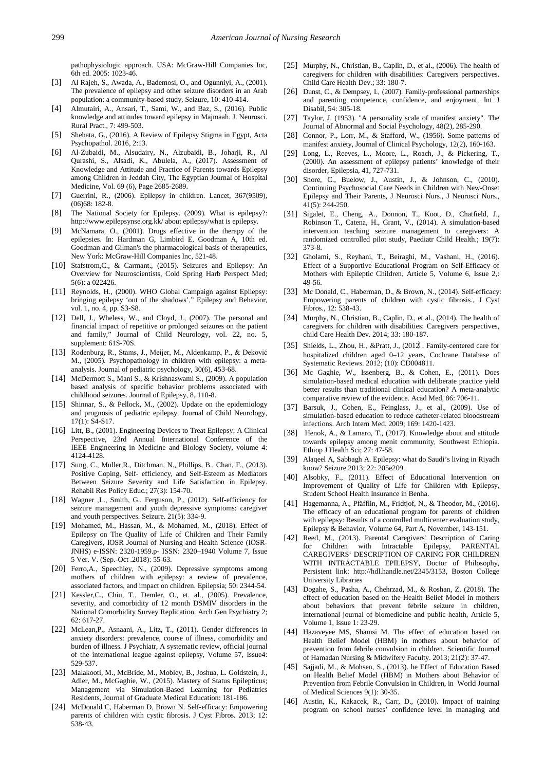pathophysiologic approach. USA: McGraw-Hill Companies Inc, 6th ed. 2005: 1023-46.

[3] Al Rajeh, S., Awada, A., Bademosi, O., and Ogunniyi, A., (2001). The prevalence of epilepsy and other seizure disorders in an Arab population: a community-based study, Seizure, 10: 410-414.

[4] Almutairi, A., Ansari, T., Sami, W., and Baz, S., (2016). Public knowledge and attitudes toward epilepsy in Majmaah. J. Neurosci. Rural Pract., 7: 499-503.

[5] Shehata, G., (2016). A Review of Epilepsy Stigma in Egypt, Acta Psychopathol. 2016, 2:13.

[6] Al-Zubaidi, M., Alsudairy, N., Alzubaidi, B., Joharji, R., Al Qurashi, S., Alsadi, K., Abulela, A., (2017). Assessment of Knowledge and Attitude and Practice of Parents towards Epilepsy among Children in Jeddah City, The Egyptian Journal of Hospital Medicine, Vol. 69 (6), Page 2685-2689.

[7] Guerrini, R., (2006). Epilepsy in children. Lancet, 367(9509), (06)68: 182-8.

[8] The National Society for Epilepsy. (2009). What is epilepsy?: http://www.epilepsynse.org.kk/ about epilepsy/what is epilepsy.

[9] McNamara, O., (2001). Drugs effective in the therapy of the epilepsies. In: Hardman G, Limbird E, Goodman A, 10th ed. Goodman and Gilman's the pharmacological basis of therapeutics, New York: McGraw-Hill Companies Inc, 521-48.

[10] Stafstrom,C., & Carmant., (2015). Seizures and Epilepsy: An Overview for Neuroscientists, Cold Spring Harb Perspect Med; 5(6): a 022426.

[11] Reynolds, H., (2000). WHO Global Campaign against Epilepsy: bringing epilepsy 'out of the shadows'," Epilepsy and Behavior, vol. 1, no. 4, pp. S3-S8.

[12] Dell, J., Wheless, W., and Cloyd, J., (2007). The personal and financial impact of repetitive or prolonged seizures on the patient and family," Journal of Child Neurology, vol. 22, no. 5, supplement: 61S-70S.

[13] Rodenburg, R., Stams, J., Meijer, M., Aldenkamp, P., & Deković M., (2005). Psychopathology in children with epilepsy: a meta-analysis. Journal of pediatric psychology, 30(6), 453-68.

[14] McDermott S., Mani S., & Krishnaswami S., (2009). A population based analysis of specific behavior problems associated with childhood seizures. Journal of Epilepsy, 8, 110-8.

[15] Shinnar, S., & Pellock, M., (2002). Update on the epidemiology and prognosis of pediatric epilepsy. Journal of Child Neurology, 17(1): S4-S17.

[16] Litt, B., (2001). Engineering Devices to Treat Epilepsy: A Clinical Perspective, 23rd Annual International Conference of the IEEE Engineering in Medicine and Biology Society, volume 4: 4124-4128.

[17] Sung, C., Muller,R., Ditchman, N., Phillips, B., Chan, F., (2013). Positive Coping, Self- efficiency, and Self-Esteem as Mediators Between Seizure Severity and Life Satisfaction in Epilepsy. Rehabil Res Policy Educ.; 27(3): 154-70.

[18] Wagner ,L., Smith, G., Ferguson, P., (2012). Self-efficiency for seizure management and youth depressive symptoms: caregiver and youth perspectives. Seizure. 21(5): 334-9.

[19] Mohamed, M., Hassan, M., & Mohamed, M., (2018). Effect of Epilepsy on The Quality of Life of Children and Their Family Caregivers, IOSR Journal of Nursing and Health Science (IOSR-JNHS) e-ISSN: 2320-1959.p- ISSN: 2320–1940 Volume 7, Issue 5 Ver. V. (Sep.-Oct .2018): 55-63.

[20] Ferro,A., Speechley, N., (2009). Depressive symptoms among mothers of children with epilepsy: a review of prevalence, associated factors, and impact on children. Epilepsia; 50: 2344-54.

[21] Kessler,C., Chiu, T., Demler, O., et. al., (2005). Prevalence, severity, and comorbidity of 12 month DSMIV disorders in the National Comorbidity Survey Replication. Arch Gen Psychiatry 2; 62: 617-27.

[22] McLean,P., Asnaani, A., Litz, T., (2011). Gender differences in anxiety disorders: prevalence, course of illness, comorbidity and burden of illness. J Psychiatr, A systematic review, official journal of the international league against epilepsy, Volume 57, Issue4: 529-537.

[23] Malakooti, M., McBride, M., Mobley, B., Joshua, L. Goldstein, J., Adler, M., McGaghie, W., (2015). Mastery of Status Epilepticus; Management via Simulation-Based Learning for Pediatrics Residents, Journal of Graduate Medical Education: 181-186.

[24] McDonald C, Haberman D, Brown N. Self-efficacy: Empowering parents of children with cystic fibrosis. J Cyst Fibros. 2013; 12: 538-43.

[25] Murphy, N., Christian, B., Caplin, D., et al., (2006). The health of caregivers for children with disabilities: Caregivers perspectives. Child Care Health Dev.; 33: 180-7.

[26] Dunst, C., & Dempsey, I., (2007). Family-professional partnerships and parenting competence, confidence, and enjoyment, Int J Disabil, 54: 305-18.

[27] Taylor, J. (1953). "A personality scale of manifest anxiety". The Journal of Abnormal and Social Psychology, 48(2), 285-290.

[28] Connor, P., Lorr, M., & Stafford, W., (1956). Some patterns of manifest anxiety, Journal of Clinical Psychology, 12(2), 160-163.

[29] Long, L., Reeves, L., Moore, L., Roach, J., & Pickering, T., (2000). An assessment of epilepsy patients' knowledge of their disorder, Epilepsia, 41, 727-731.

[30] Shore, C., Buelow, J., Austin, J., & Johnson, C., (2010). Continuing Psychosocial Care Needs in Children with New-Onset Epilepsy and Their Parents, J Neurosci Nurs., J Neurosci Nurs., 41(5): 244-250.

[31] Sigalet, E., Cheng, A., Donnon, T., Koot, D., Chatfield, J., Robinson T., Catena, H., Grant, V., (2014). A simulation-based intervention teaching seizure management to caregivers: A randomized controlled pilot study, Paediatr Child Health.; 19(7): 373-8.

[32] Gholami, S., Reyhani, T., Beiraghi, M., Vashani, H., (2016). Effect of a Supportive Educational Program on Self-Efficacy of Mothers with Epileptic Children, Article 5, Volume 6, Issue 2,: 49-56.

[33] Mc Donald, C., Haberman, D., & Brown, N., (2014). Self-efficacy: Empowering parents of children with cystic fibrosis., J Cyst Fibros., 12: 538-43.

[34] Murphy, N., Christian, B., Caplin, D., et al., (2014). The health of caregivers for children with disabilities: Caregivers perspectives, child Care Health Dev. 2014; 33: 180-187.

[35] Shields, L., Zhou, H., &Pratt, J., (2012) . Family-centered care for hospitalized children aged 0–12 years, Cochrane Database of Systematic Reviews. 2012; (10): CD004811.

[36] Mc Gaghie, W., Issenberg, B., & Cohen, E., (2011). Does simulation-based medical education with deliberate practice yield better results than traditional clinical education? A meta-analytic comparative review of the evidence. Acad Med, 86: 706-11.

[37] Barsuk, J., Cohen, E., Feinglass, J., et al., (2009). Use of simulation-based education to reduce catheter-related bloodstream infections. Arch Intern Med. 2009; 169: 1420-1423.

[38] Henok, A., & Lamaro, T., (2017). Knowledge about and attitude towards epilepsy among menit community, Southwest Ethiopia. Ethiop J Health Sci; 27: 47-58.

[39] Alaqeel A, Sabbagh A. Epilepsy: what do Saudi's living in Riyadh know? Seizure 2013; 22: 205e209.

[40] Alsobky, F., (2011). Effect of Educational Intervention on Improvement of Quality of Life for Children with Epilepsy, Student School Health Insurance in Benha.

[41] Hagemanna, A., Pfäfflin, M., Fridtjof, N., & Theodor, M., (2016). The efficacy of an educational program for parents of children with epilepsy: Results of a controlled multicenter evaluation study, Epilepsy & Behavior, Volume 64, Part A, November, 143-151.

[42] Reed, M., (2013). Parental Caregivers' Description of Caring for Children with Intractable Epilepsy, PARENTAL CAREGIVERS' DESCRIPTION OF CARING FOR CHILDREN WITH INTRACTABLE EPILEPSY, Doctor of Philosophy, Persistent link: http://hdl.handle.net/2345/3153, Boston College University Libraries

[43] Dogahe, S., Pasha, A., Chehrzad, M., & Roshan, Z. (2018). The effect of education based on the Health Belief Model in mothers about behaviors that prevent febrile seizure in children, international journal of biomedicine and public health, Article 5, Volume 1, Issue 1: 23-29.

[44] Hazaveyee MS, Shamsi M. The effect of education based on Health Belief Model (HBM) in mothers about behavior of prevention from febrile convulsion in children. Scientific Journal of Hamadan Nursing & Midwifery Faculty. 2013; 21(2): 37-47.

[45] Sajjadi, M., & Mohsen, S., (2013). he Effect of Education Based on Health Belief Model (HBM) in Mothers about Behavior of Prevention from Febrile Convulsion in Children, in World Journal of Medical Sciences 9(1): 30-35.

[46] Austin, K., Kakacek, R., Carr, D., (2010). Impact of training program on school nurses' confidence level in managing and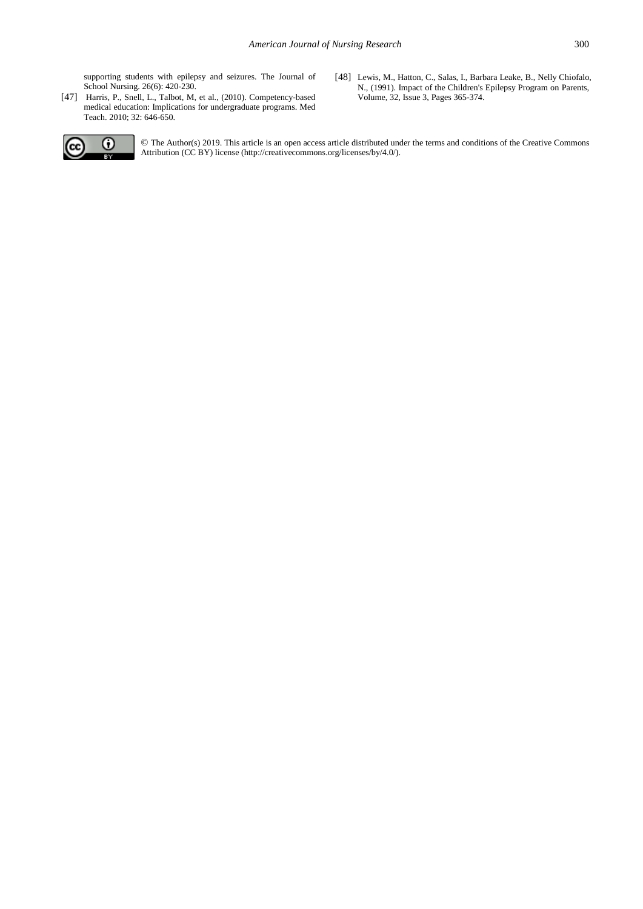supporting students with epilepsy and seizures. The Journal of School Nursing. 26(6): 420-230.

[47] Harris, P., Snell, L., Talbot, M, et al., (2010). Competency-based medical education: Implications for undergraduate programs. Med Teach. 2010; 32: 646-650.

[48] Lewis, M., Hatton, C., Salas, I., Barbara Leake, B., Nelly Chiofalo, N., (1991). Impact of the Children's Epilepsy Program on Parents, Volume, 32, Issue 3, Pages 365-374.

© The Author(s) 2019. This article is an open access article distributed under the terms and conditions of the Creative Commons Attribution (CC BY) license (http://creativecommons.org/licenses/by/4.0/).